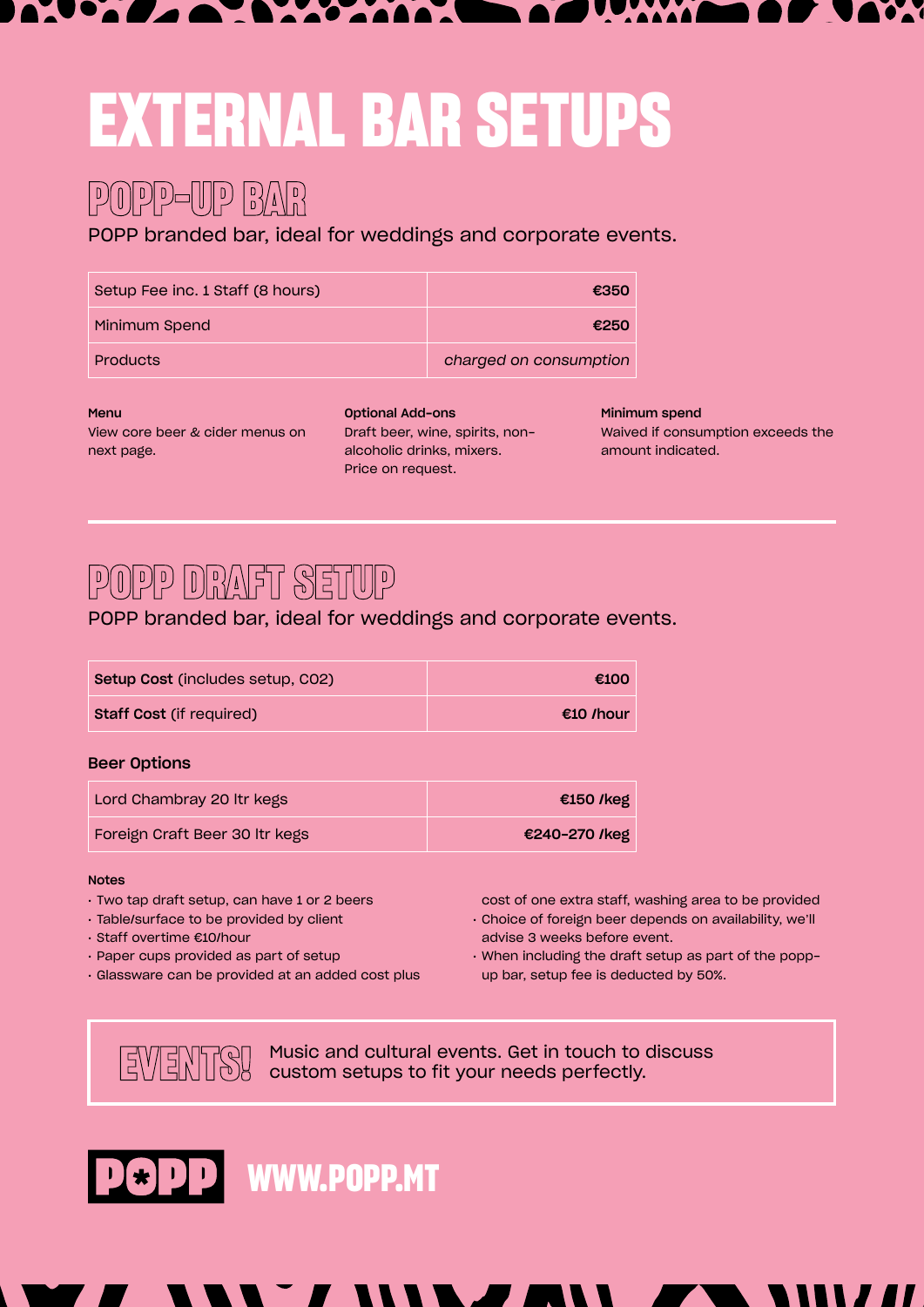# EXTERNAL BAR SETUPS

## POPP-UP BAR

POPP branded bar, ideal for weddings and corporate events.

| Setup Fee inc. 1 Staff (8 hours) | **€350** |
|---|---|
| Minimum Spend | **€250** |
| Products | *charged on consumption* |

**Menu**
View core beer & cider menus on next page.

**Optional Add-ons**
Draft beer, wine, spirits, non-alcoholic drinks, mixers. Price on request.

**Minimum spend**
Waived if consumption exceeds the amount indicated.

## POPP DRAFT SETUP

POPP branded bar, ideal for weddings and corporate events.

| **Setup Cost** (includes setup, CO2) | **€100** |
|---|---|
| **Staff Cost** (if required) | **€10 /hour** |

### Beer Options

| Lord Chambray 20 ltr kegs | **€150 /keg** |
|---|---|
| Foreign Craft Beer 30 ltr kegs | **€240-270 /keg** |

**Notes**

- Two tap draft setup, can have 1 or 2 beers
- Table/surface to be provided by client
- Staff overtime €10/hour
- Paper cups provided as part of setup
- Glassware can be provided at an added cost plus cost of one extra staff, washing area to be provided
- Choice of foreign beer depends on availability, we'll advise 3 weeks before event.
- When including the draft setup as part of the popp-up bar, setup fee is deducted by 50%.

**EVENTS!** Music and cultural events. Get in touch to discuss custom setups to fit your needs perfectly.

**POPP** WWW.POPP.MT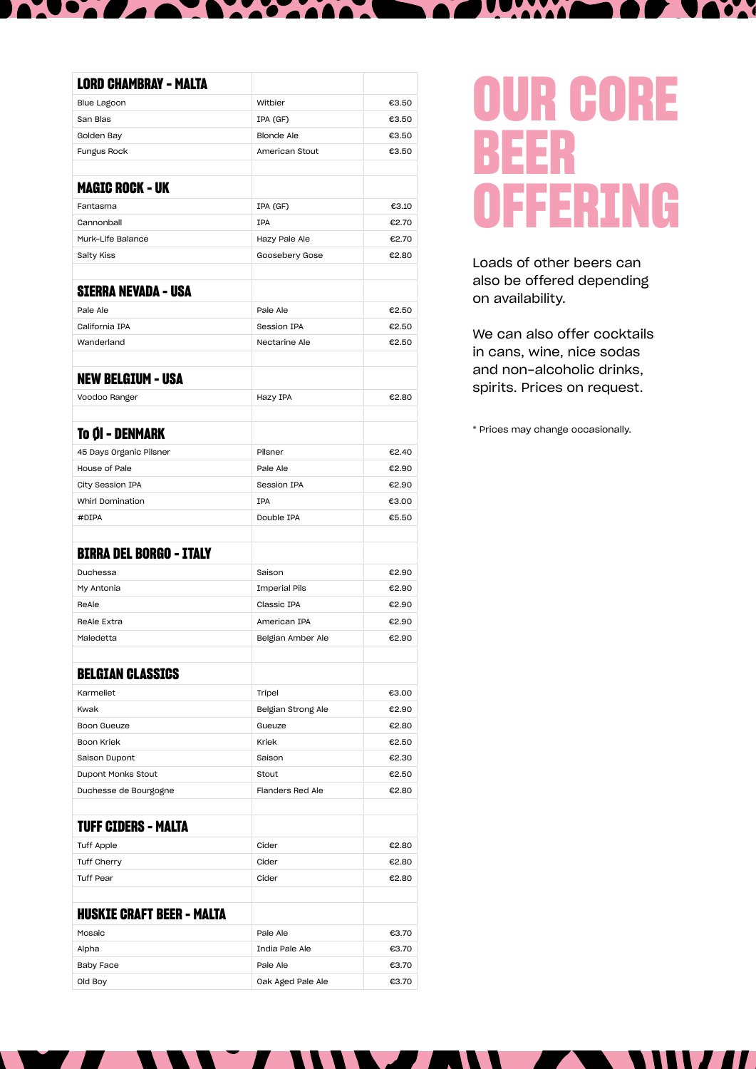# OUR CORE BEER OFFERING

Loads of other beers can also be offered depending on availability.

We can also offer cocktails in cans, wine, nice sodas and non-alcoholic drinks, spirits. Prices on request.

* Prices may change occasionally.

| | | |
|---|---|---|
| **LORD CHAMBRAY - MALTA** | | |
| Blue Lagoon | Witbier | €3.50 |
| San Blas | IPA (GF) | €3.50 |
| Golden Bay | Blonde Ale | €3.50 |
| Fungus Rock | American Stout | €3.50 |
| | | |
| **MAGIC ROCK - UK** | | |
| Fantasma | IPA (GF) | €3.10 |
| Cannonball | IPA | €2.70 |
| Murk-Life Balance | Hazy Pale Ale | €2.70 |
| Salty Kiss | Goosebery Gose | €2.80 |
| | | |
| **SIERRA NEVADA - USA** | | |
| Pale Ale | Pale Ale | €2.50 |
| California IPA | Session IPA | €2.50 |
| Wanderland | Nectarine Ale | €2.50 |
| | | |
| **NEW BELGIUM - USA** | | |
| Voodoo Ranger | Hazy IPA | €2.80 |
| | | |
| **To Øl - DENMARK** | | |
| 45 Days Organic Pilsner | Pilsner | €2.40 |
| House of Pale | Pale Ale | €2.90 |
| City Session IPA | Session IPA | €2.90 |
| Whirl Domination | IPA | €3.00 |
| #DIPA | Double IPA | €5.50 |
| | | |
| **BIRRA DEL BORGO - ITALY** | | |
| Duchessa | Saison | €2.90 |
| My Antonia | Imperial Pils | €2.90 |
| ReAle | Classic IPA | €2.90 |
| ReAle Extra | American IPA | €2.90 |
| Maledetta | Belgian Amber Ale | €2.90 |
| | | |
| **BELGIAN CLASSICS** | | |
| Karmeliet | Tripel | €3.00 |
| Kwak | Belgian Strong Ale | €2.90 |
| Boon Gueuze | Gueuze | €2.80 |
| Boon Kriek | Kriek | €2.50 |
| Saison Dupont | Saison | €2.30 |
| Dupont Monks Stout | Stout | €2.50 |
| Duchesse de Bourgogne | Flanders Red Ale | €2.80 |
| | | |
| **TUFF CIDERS - MALTA** | | |
| Tuff Apple | Cider | €2.80 |
| Tuff Cherry | Cider | €2.80 |
| Tuff Pear | Cider | €2.80 |
| | | |
| **HUSKIE CRAFT BEER - MALTA** | | |
| Mosaic | Pale Ale | €3.70 |
| Alpha | India Pale Ale | €3.70 |
| Baby Face | Pale Ale | €3.70 |
| Old Boy | Oak Aged Pale Ale | €3.70 |